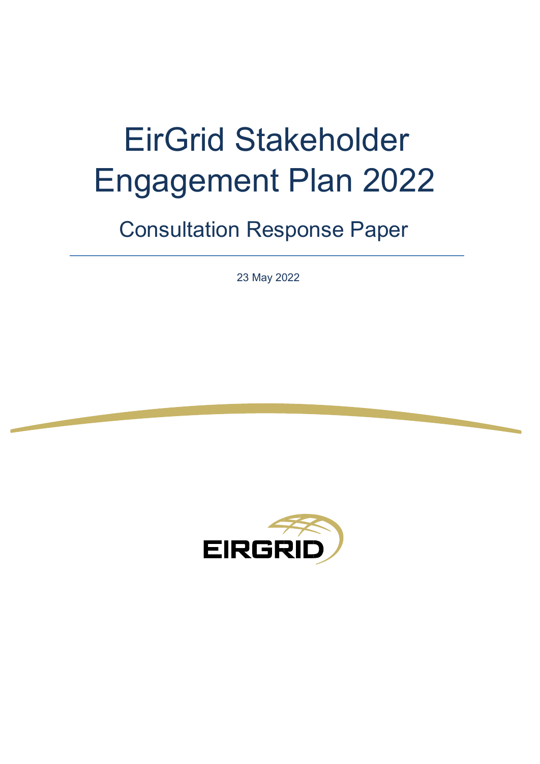# EirGrid Stakeholder Engagement Plan 2022

## Consultation Response Paper

23 May 2022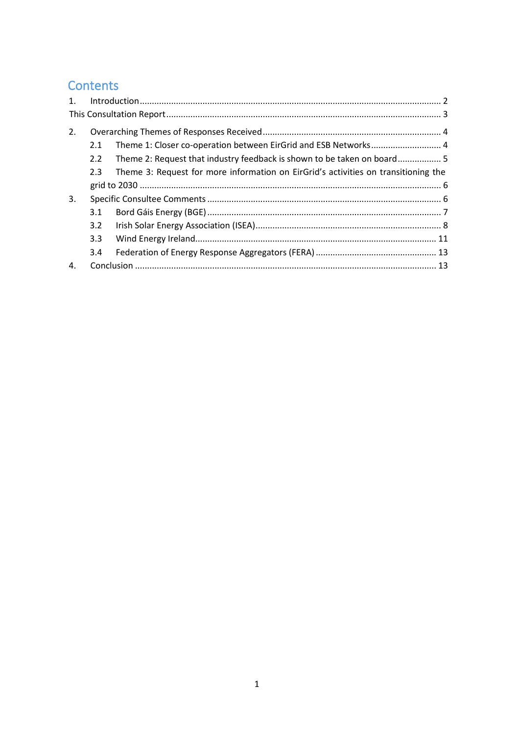# Contents

1. Introduction ........................................................................................................................ 2

This Consultation Report ........................................................................................................ 3

2. Overarching Themes of Responses Received ........................................................................ 4
   - 2.1 Theme 1: Closer co-operation between EirGrid and ESB Networks ............................ 4
   - 2.2 Theme 2: Request that industry feedback is shown to be taken on board ................. 5
   - 2.3 Theme 3: Request for more information on EirGrid's activities on transitioning the grid to 2030 ........................................................................................................................ 6
3. Specific Consultee Comments ............................................................................................... 6
   - 3.1 Bord Gáis Energy (BGE) ............................................................................................... 7
   - 3.2 Irish Solar Energy Association (ISEA) ........................................................................... 8
   - 3.3 Wind Energy Ireland ................................................................................................... 11
   - 3.4 Federation of Energy Response Aggregators (FERA) ................................................. 13
4. Conclusion ........................................................................................................................... 13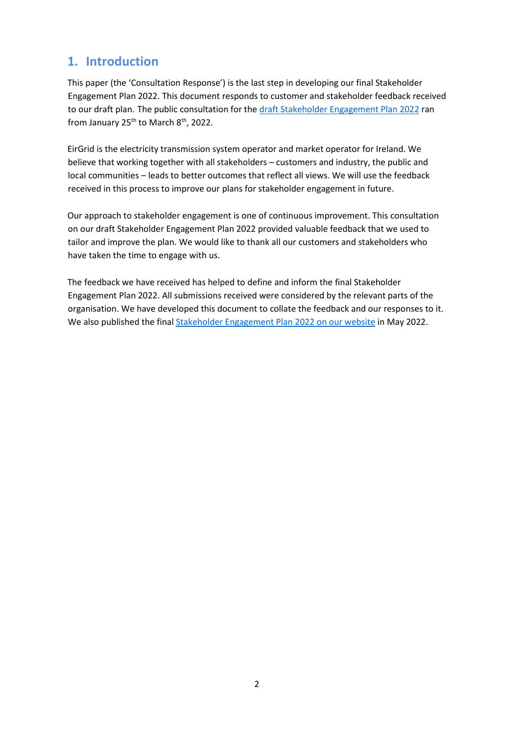## 1. Introduction

This paper (the 'Consultation Response') is the last step in developing our final Stakeholder Engagement Plan 2022. This document responds to customer and stakeholder feedback received to our draft plan. The public consultation for the draft Stakeholder Engagement Plan 2022 ran from January 25th to March 8th, 2022.

EirGrid is the electricity transmission system operator and market operator for Ireland. We believe that working together with all stakeholders – customers and industry, the public and local communities – leads to better outcomes that reflect all views. We will use the feedback received in this process to improve our plans for stakeholder engagement in future.

Our approach to stakeholder engagement is one of continuous improvement. This consultation on our draft Stakeholder Engagement Plan 2022 provided valuable feedback that we used to tailor and improve the plan. We would like to thank all our customers and stakeholders who have taken the time to engage with us.

The feedback we have received has helped to define and inform the final Stakeholder Engagement Plan 2022. All submissions received were considered by the relevant parts of the organisation. We have developed this document to collate the feedback and our responses to it. We also published the final Stakeholder Engagement Plan 2022 on our website in May 2022.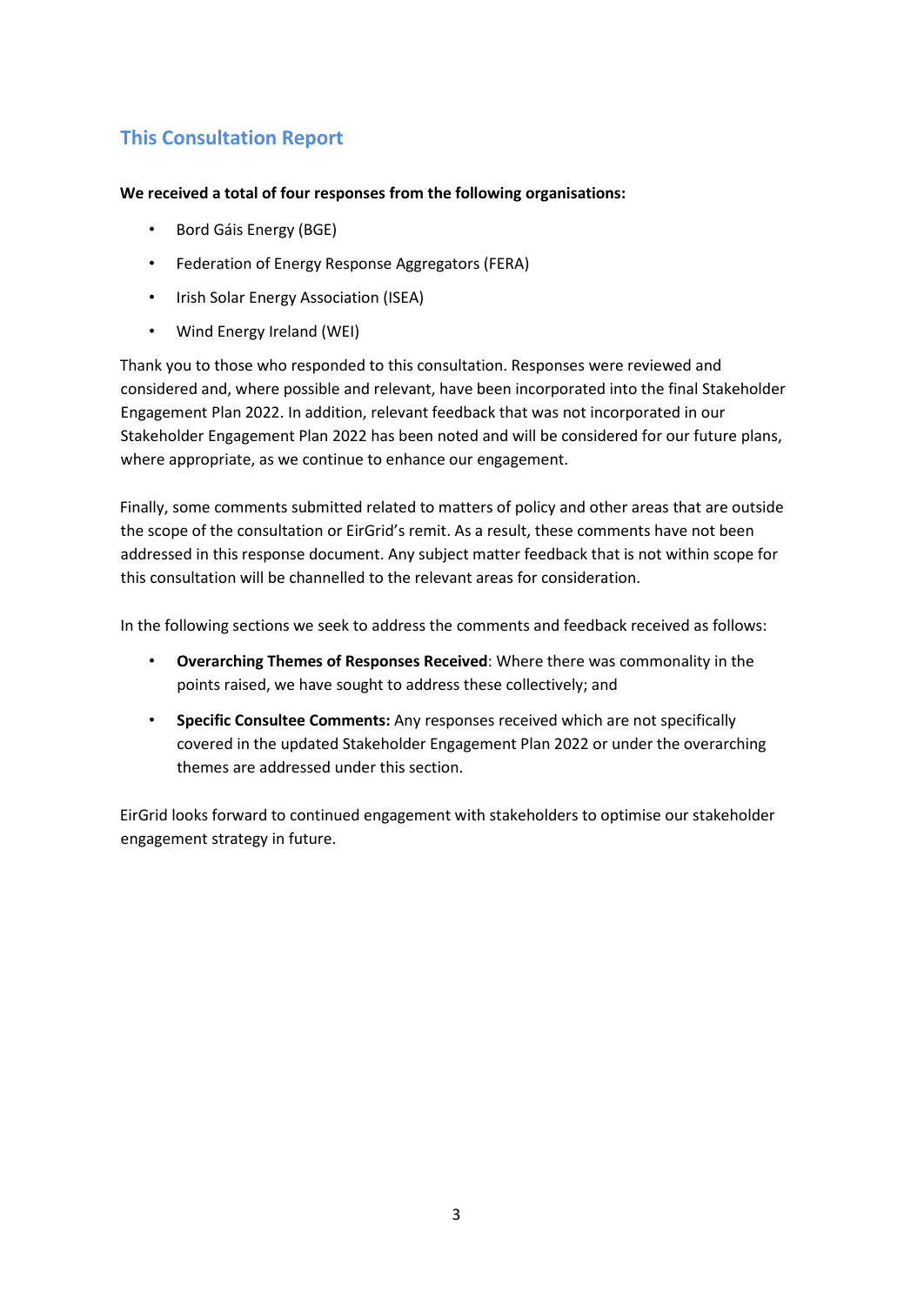## This Consultation Report

**We received a total of four responses from the following organisations:**

- Bord Gáis Energy (BGE)
- Federation of Energy Response Aggregators (FERA)
- Irish Solar Energy Association (ISEA)
- Wind Energy Ireland (WEI)

Thank you to those who responded to this consultation. Responses were reviewed and considered and, where possible and relevant, have been incorporated into the final Stakeholder Engagement Plan 2022. In addition, relevant feedback that was not incorporated in our Stakeholder Engagement Plan 2022 has been noted and will be considered for our future plans, where appropriate, as we continue to enhance our engagement.

Finally, some comments submitted related to matters of policy and other areas that are outside the scope of the consultation or EirGrid's remit. As a result, these comments have not been addressed in this response document. Any subject matter feedback that is not within scope for this consultation will be channelled to the relevant areas for consideration.

In the following sections we seek to address the comments and feedback received as follows:

- **Overarching Themes of Responses Received**: Where there was commonality in the points raised, we have sought to address these collectively; and
- **Specific Consultee Comments:** Any responses received which are not specifically covered in the updated Stakeholder Engagement Plan 2022 or under the overarching themes are addressed under this section.

EirGrid looks forward to continued engagement with stakeholders to optimise our stakeholder engagement strategy in future.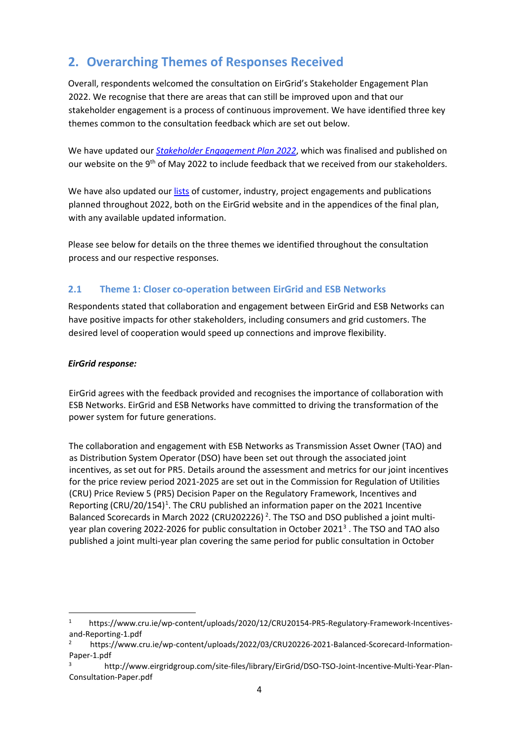## 2. Overarching Themes of Responses Received

Overall, respondents welcomed the consultation on EirGrid's Stakeholder Engagement Plan 2022. We recognise that there are areas that can still be improved upon and that our stakeholder engagement is a process of continuous improvement. We have identified three key themes common to the consultation feedback which are set out below.

We have updated our *Stakeholder Engagement Plan 2022*, which was finalised and published on our website on the 9th of May 2022 to include feedback that we received from our stakeholders.

We have also updated our lists of customer, industry, project engagements and publications planned throughout 2022, both on the EirGrid website and in the appendices of the final plan, with any available updated information.

Please see below for details on the three themes we identified throughout the consultation process and our respective responses.

### 2.1 Theme 1: Closer co-operation between EirGrid and ESB Networks

Respondents stated that collaboration and engagement between EirGrid and ESB Networks can have positive impacts for other stakeholders, including consumers and grid customers. The desired level of cooperation would speed up connections and improve flexibility.

***EirGrid response:***

EirGrid agrees with the feedback provided and recognises the importance of collaboration with ESB Networks. EirGrid and ESB Networks have committed to driving the transformation of the power system for future generations.

The collaboration and engagement with ESB Networks as Transmission Asset Owner (TAO) and as Distribution System Operator (DSO) have been set out through the associated joint incentives, as set out for PR5. Details around the assessment and metrics for our joint incentives for the price review period 2021-2025 are set out in the Commission for Regulation of Utilities (CRU) Price Review 5 (PR5) Decision Paper on the Regulatory Framework, Incentives and Reporting (CRU/20/154)[1]. The CRU published an information paper on the 2021 Incentive Balanced Scorecards in March 2022 (CRU202226) [2]. The TSO and DSO published a joint multi-year plan covering 2022-2026 for public consultation in October 2021[3] . The TSO and TAO also published a joint multi-year plan covering the same period for public consultation in October

---

[1] https://www.cru.ie/wp-content/uploads/2020/12/CRU20154-PR5-Regulatory-Framework-Incentives-and-Reporting-1.pdf

[2] https://www.cru.ie/wp-content/uploads/2022/03/CRU20226-2021-Balanced-Scorecard-Information-Paper-1.pdf

[3] http://www.eirgridgroup.com/site-files/library/EirGrid/DSO-TSO-Joint-Incentive-Multi-Year-Plan-Consultation-Paper.pdf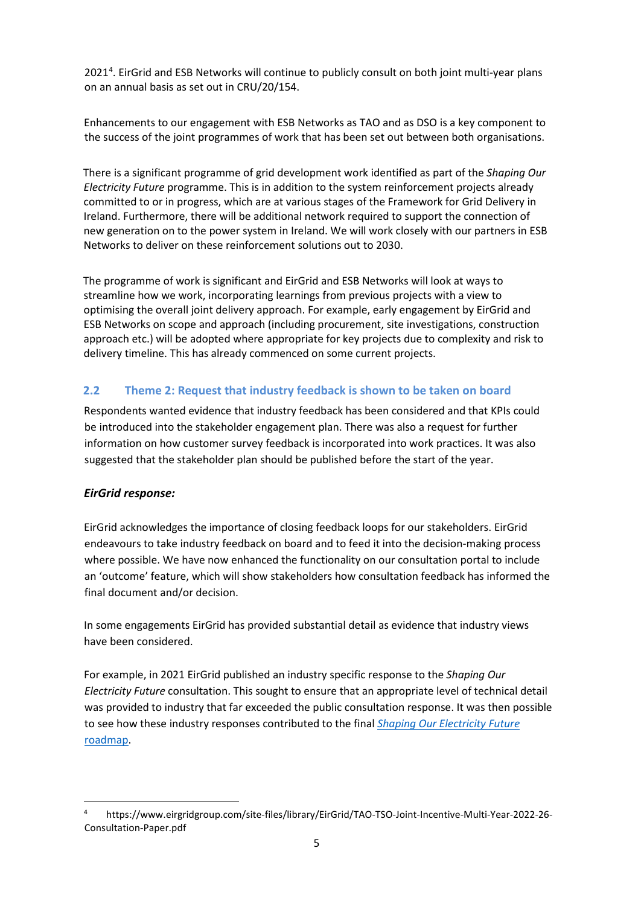2021[4]. EirGrid and ESB Networks will continue to publicly consult on both joint multi-year plans on an annual basis as set out in CRU/20/154.

Enhancements to our engagement with ESB Networks as TAO and as DSO is a key component to the success of the joint programmes of work that has been set out between both organisations.

There is a significant programme of grid development work identified as part of the *Shaping Our Electricity Future* programme. This is in addition to the system reinforcement projects already committed to or in progress, which are at various stages of the Framework for Grid Delivery in Ireland. Furthermore, there will be additional network required to support the connection of new generation on to the power system in Ireland. We will work closely with our partners in ESB Networks to deliver on these reinforcement solutions out to 2030.

The programme of work is significant and EirGrid and ESB Networks will look at ways to streamline how we work, incorporating learnings from previous projects with a view to optimising the overall joint delivery approach. For example, early engagement by EirGrid and ESB Networks on scope and approach (including procurement, site investigations, construction approach etc.) will be adopted where appropriate for key projects due to complexity and risk to delivery timeline. This has already commenced on some current projects.

## 2.2 Theme 2: Request that industry feedback is shown to be taken on board

Respondents wanted evidence that industry feedback has been considered and that KPIs could be introduced into the stakeholder engagement plan. There was also a request for further information on how customer survey feedback is incorporated into work practices. It was also suggested that the stakeholder plan should be published before the start of the year.

***EirGrid response:***

EirGrid acknowledges the importance of closing feedback loops for our stakeholders. EirGrid endeavours to take industry feedback on board and to feed it into the decision-making process where possible. We have now enhanced the functionality on our consultation portal to include an 'outcome' feature, which will show stakeholders how consultation feedback has informed the final document and/or decision.

In some engagements EirGrid has provided substantial detail as evidence that industry views have been considered.

For example, in 2021 EirGrid published an industry specific response to the *Shaping Our Electricity Future* consultation. This sought to ensure that an appropriate level of technical detail was provided to industry that far exceeded the public consultation response. It was then possible to see how these industry responses contributed to the final [*Shaping Our Electricity Future* roadmap](#).

---

[4] https://www.eirgridgroup.com/site-files/library/EirGrid/TAO-TSO-Joint-Incentive-Multi-Year-2022-26-Consultation-Paper.pdf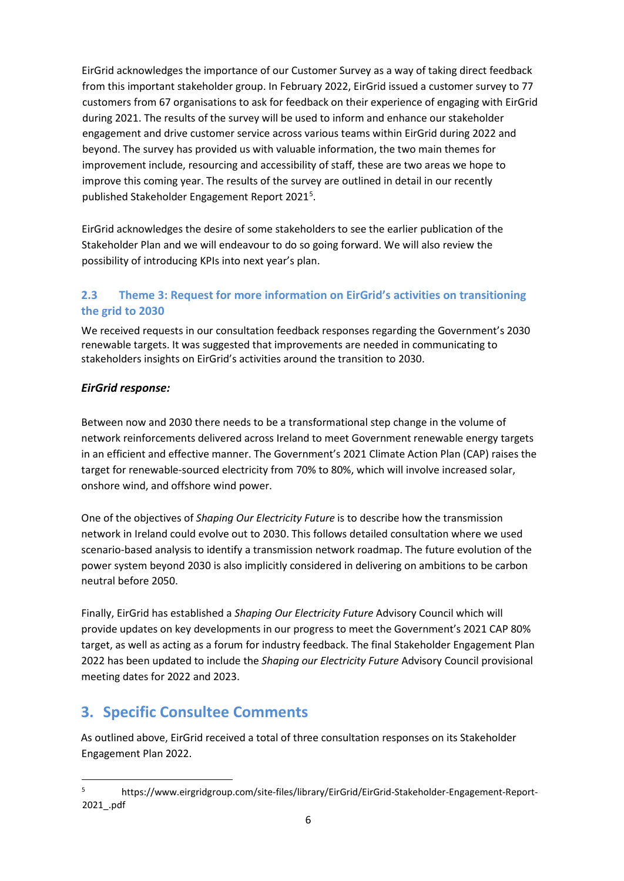EirGrid acknowledges the importance of our Customer Survey as a way of taking direct feedback from this important stakeholder group. In February 2022, EirGrid issued a customer survey to 77 customers from 67 organisations to ask for feedback on their experience of engaging with EirGrid during 2021. The results of the survey will be used to inform and enhance our stakeholder engagement and drive customer service across various teams within EirGrid during 2022 and beyond. The survey has provided us with valuable information, the two main themes for improvement include, resourcing and accessibility of staff, these are two areas we hope to improve this coming year. The results of the survey are outlined in detail in our recently published Stakeholder Engagement Report 2021[5].

EirGrid acknowledges the desire of some stakeholders to see the earlier publication of the Stakeholder Plan and we will endeavour to do so going forward. We will also review the possibility of introducing KPIs into next year's plan.

### 2.3 Theme 3: Request for more information on EirGrid's activities on transitioning the grid to 2030

We received requests in our consultation feedback responses regarding the Government's 2030 renewable targets. It was suggested that improvements are needed in communicating to stakeholders insights on EirGrid's activities around the transition to 2030.

***EirGrid response:***

Between now and 2030 there needs to be a transformational step change in the volume of network reinforcements delivered across Ireland to meet Government renewable energy targets in an efficient and effective manner. The Government's 2021 Climate Action Plan (CAP) raises the target for renewable-sourced electricity from 70% to 80%, which will involve increased solar, onshore wind, and offshore wind power.

One of the objectives of *Shaping Our Electricity Future* is to describe how the transmission network in Ireland could evolve out to 2030. This follows detailed consultation where we used scenario-based analysis to identify a transmission network roadmap. The future evolution of the power system beyond 2030 is also implicitly considered in delivering on ambitions to be carbon neutral before 2050.

Finally, EirGrid has established a *Shaping Our Electricity Future* Advisory Council which will provide updates on key developments in our progress to meet the Government's 2021 CAP 80% target, as well as acting as a forum for industry feedback. The final Stakeholder Engagement Plan 2022 has been updated to include the *Shaping our Electricity Future* Advisory Council provisional meeting dates for 2022 and 2023.

## 3. Specific Consultee Comments

As outlined above, EirGrid received a total of three consultation responses on its Stakeholder Engagement Plan 2022.

---

[5] https://www.eirgridgroup.com/site-files/library/EirGrid/EirGrid-Stakeholder-Engagement-Report-2021_.pdf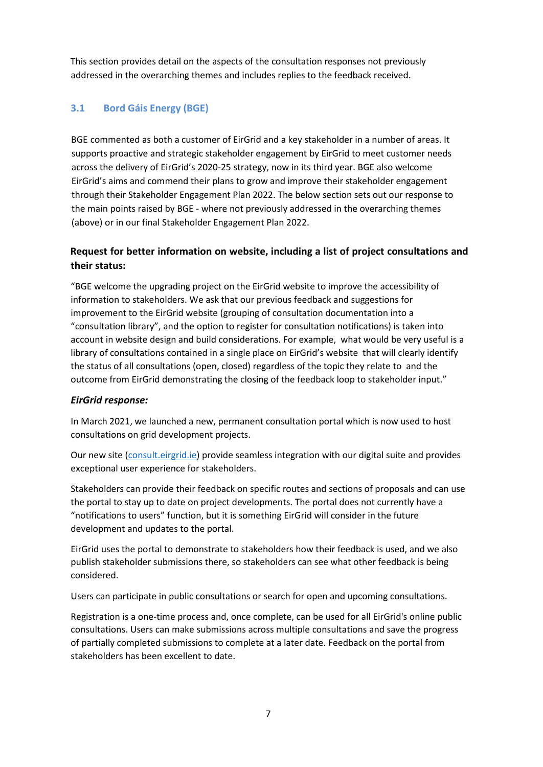This section provides detail on the aspects of the consultation responses not previously addressed in the overarching themes and includes replies to the feedback received.

## 3.1 Bord Gáis Energy (BGE)

BGE commented as both a customer of EirGrid and a key stakeholder in a number of areas. It supports proactive and strategic stakeholder engagement by EirGrid to meet customer needs across the delivery of EirGrid's 2020-25 strategy, now in its third year. BGE also welcome EirGrid's aims and commend their plans to grow and improve their stakeholder engagement through their Stakeholder Engagement Plan 2022. The below section sets out our response to the main points raised by BGE - where not previously addressed in the overarching themes (above) or in our final Stakeholder Engagement Plan 2022.

### Request for better information on website, including a list of project consultations and their status:

"BGE welcome the upgrading project on the EirGrid website to improve the accessibility of information to stakeholders. We ask that our previous feedback and suggestions for improvement to the EirGrid website (grouping of consultation documentation into a "consultation library", and the option to register for consultation notifications) is taken into account in website design and build considerations. For example, what would be very useful is a library of consultations contained in a single place on EirGrid's website that will clearly identify the status of all consultations (open, closed) regardless of the topic they relate to and the outcome from EirGrid demonstrating the closing of the feedback loop to stakeholder input."

***EirGrid response:***

In March 2021, we launched a new, permanent consultation portal which is now used to host consultations on grid development projects.

Our new site ([consult.eirgrid.ie](consult.eirgrid.ie)) provide seamless integration with our digital suite and provides exceptional user experience for stakeholders.

Stakeholders can provide their feedback on specific routes and sections of proposals and can use the portal to stay up to date on project developments. The portal does not currently have a "notifications to users" function, but it is something EirGrid will consider in the future development and updates to the portal.

EirGrid uses the portal to demonstrate to stakeholders how their feedback is used, and we also publish stakeholder submissions there, so stakeholders can see what other feedback is being considered.

Users can participate in public consultations or search for open and upcoming consultations.

Registration is a one-time process and, once complete, can be used for all EirGrid's online public consultations. Users can make submissions across multiple consultations and save the progress of partially completed submissions to complete at a later date. Feedback on the portal from stakeholders has been excellent to date.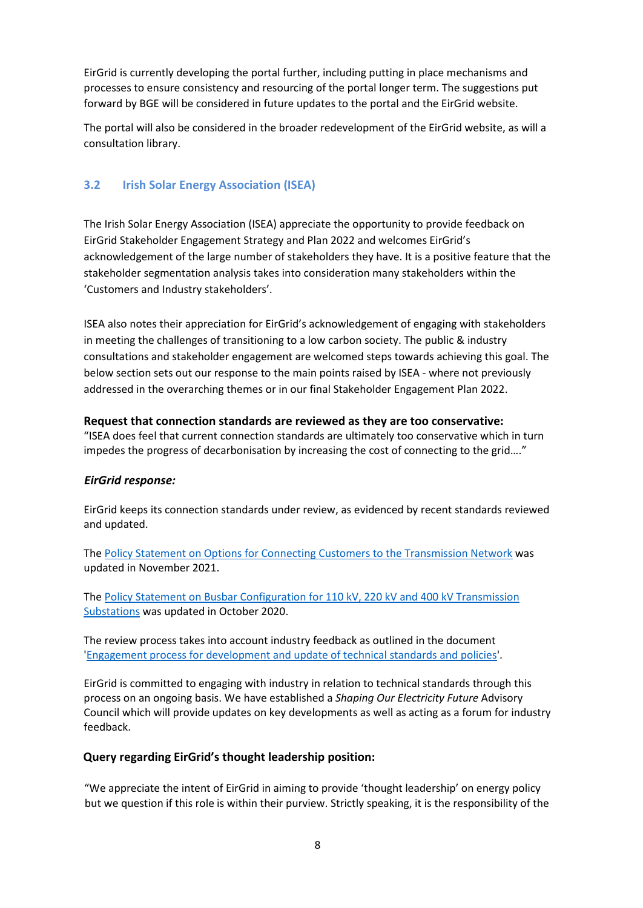EirGrid is currently developing the portal further, including putting in place mechanisms and processes to ensure consistency and resourcing of the portal longer term. The suggestions put forward by BGE will be considered in future updates to the portal and the EirGrid website.

The portal will also be considered in the broader redevelopment of the EirGrid website, as will a consultation library.

### 3.2 Irish Solar Energy Association (ISEA)

The Irish Solar Energy Association (ISEA) appreciate the opportunity to provide feedback on EirGrid Stakeholder Engagement Strategy and Plan 2022 and welcomes EirGrid's acknowledgement of the large number of stakeholders they have. It is a positive feature that the stakeholder segmentation analysis takes into consideration many stakeholders within the 'Customers and Industry stakeholders'.

ISEA also notes their appreciation for EirGrid's acknowledgement of engaging with stakeholders in meeting the challenges of transitioning to a low carbon society. The public & industry consultations and stakeholder engagement are welcomed steps towards achieving this goal. The below section sets out our response to the main points raised by ISEA - where not previously addressed in the overarching themes or in our final Stakeholder Engagement Plan 2022.

**Request that connection standards are reviewed as they are too conservative:**
"ISEA does feel that current connection standards are ultimately too conservative which in turn impedes the progress of decarbonisation by increasing the cost of connecting to the grid…."

***EirGrid response:***

EirGrid keeps its connection standards under review, as evidenced by recent standards reviewed and updated.

The Policy Statement on Options for Connecting Customers to the Transmission Network was updated in November 2021.

The Policy Statement on Busbar Configuration for 110 kV, 220 kV and 400 kV Transmission Substations was updated in October 2020.

The review process takes into account industry feedback as outlined in the document 'Engagement process for development and update of technical standards and policies'.

EirGrid is committed to engaging with industry in relation to technical standards through this process on an ongoing basis. We have established a *Shaping Our Electricity Future* Advisory Council which will provide updates on key developments as well as acting as a forum for industry feedback.

**Query regarding EirGrid's thought leadership position:**

"We appreciate the intent of EirGrid in aiming to provide 'thought leadership' on energy policy but we question if this role is within their purview. Strictly speaking, it is the responsibility of the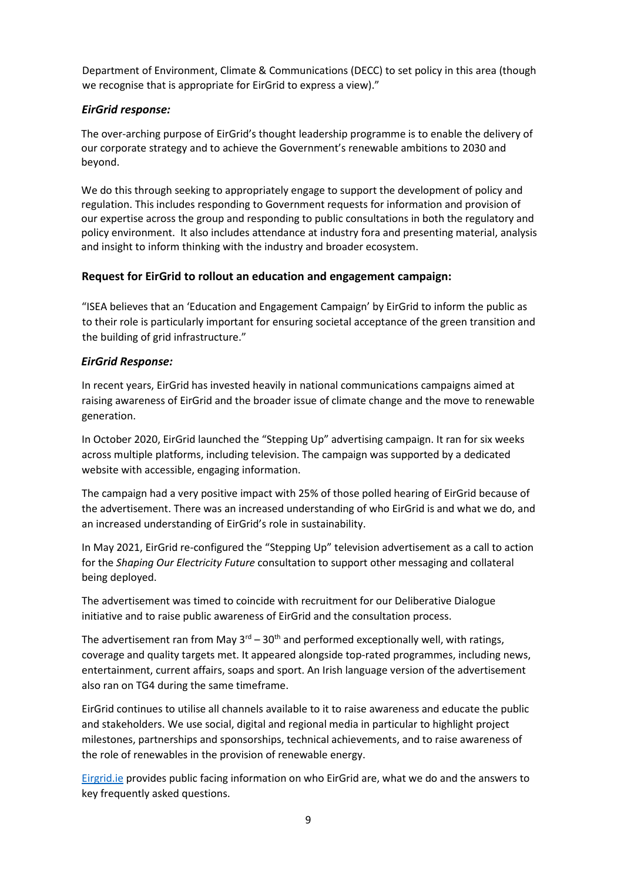Department of Environment, Climate & Communications (DECC) to set policy in this area (though we recognise that is appropriate for EirGrid to express a view)."

### *EirGrid response:*

The over-arching purpose of EirGrid's thought leadership programme is to enable the delivery of our corporate strategy and to achieve the Government's renewable ambitions to 2030 and beyond.

We do this through seeking to appropriately engage to support the development of policy and regulation. This includes responding to Government requests for information and provision of our expertise across the group and responding to public consultations in both the regulatory and policy environment. It also includes attendance at industry fora and presenting material, analysis and insight to inform thinking with the industry and broader ecosystem.

### Request for EirGrid to rollout an education and engagement campaign:

"ISEA believes that an 'Education and Engagement Campaign' by EirGrid to inform the public as to their role is particularly important for ensuring societal acceptance of the green transition and the building of grid infrastructure."

### *EirGrid Response:*

In recent years, EirGrid has invested heavily in national communications campaigns aimed at raising awareness of EirGrid and the broader issue of climate change and the move to renewable generation.

In October 2020, EirGrid launched the "Stepping Up" advertising campaign. It ran for six weeks across multiple platforms, including television. The campaign was supported by a dedicated website with accessible, engaging information.

The campaign had a very positive impact with 25% of those polled hearing of EirGrid because of the advertisement. There was an increased understanding of who EirGrid is and what we do, and an increased understanding of EirGrid's role in sustainability.

In May 2021, EirGrid re-configured the "Stepping Up" television advertisement as a call to action for the *Shaping Our Electricity Future* consultation to support other messaging and collateral being deployed.

The advertisement was timed to coincide with recruitment for our Deliberative Dialogue initiative and to raise public awareness of EirGrid and the consultation process.

The advertisement ran from May 3rd – 30th and performed exceptionally well, with ratings, coverage and quality targets met. It appeared alongside top-rated programmes, including news, entertainment, current affairs, soaps and sport. An Irish language version of the advertisement also ran on TG4 during the same timeframe.

EirGrid continues to utilise all channels available to it to raise awareness and educate the public and stakeholders. We use social, digital and regional media in particular to highlight project milestones, partnerships and sponsorships, technical achievements, and to raise awareness of the role of renewables in the provision of renewable energy.

Eirgrid.ie provides public facing information on who EirGrid are, what we do and the answers to key frequently asked questions.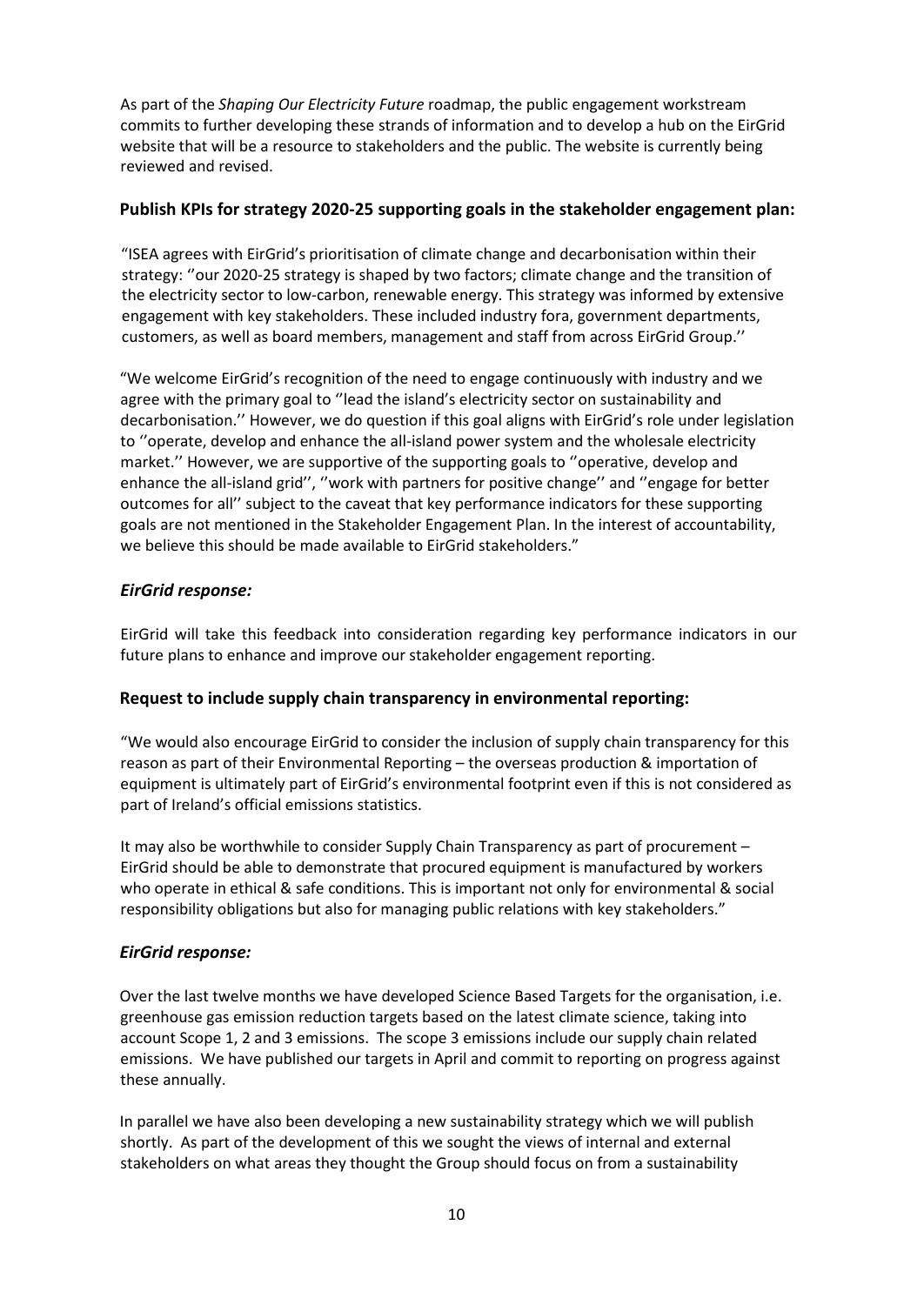As part of the *Shaping Our Electricity Future* roadmap, the public engagement workstream commits to further developing these strands of information and to develop a hub on the EirGrid website that will be a resource to stakeholders and the public. The website is currently being reviewed and revised.

### Publish KPIs for strategy 2020-25 supporting goals in the stakeholder engagement plan:

"ISEA agrees with EirGrid's prioritisation of climate change and decarbonisation within their strategy: ''our 2020-25 strategy is shaped by two factors; climate change and the transition of the electricity sector to low-carbon, renewable energy. This strategy was informed by extensive engagement with key stakeholders. These included industry fora, government departments, customers, as well as board members, management and staff from across EirGrid Group.''

"We welcome EirGrid's recognition of the need to engage continuously with industry and we agree with the primary goal to ''lead the island's electricity sector on sustainability and decarbonisation.'' However, we do question if this goal aligns with EirGrid's role under legislation to ''operate, develop and enhance the all-island power system and the wholesale electricity market.'' However, we are supportive of the supporting goals to ''operative, develop and enhance the all-island grid'', ''work with partners for positive change'' and ''engage for better outcomes for all'' subject to the caveat that key performance indicators for these supporting goals are not mentioned in the Stakeholder Engagement Plan. In the interest of accountability, we believe this should be made available to EirGrid stakeholders."

### *EirGrid response:*

EirGrid will take this feedback into consideration regarding key performance indicators in our future plans to enhance and improve our stakeholder engagement reporting.

### Request to include supply chain transparency in environmental reporting:

"We would also encourage EirGrid to consider the inclusion of supply chain transparency for this reason as part of their Environmental Reporting – the overseas production & importation of equipment is ultimately part of EirGrid's environmental footprint even if this is not considered as part of Ireland's official emissions statistics.

It may also be worthwhile to consider Supply Chain Transparency as part of procurement – EirGrid should be able to demonstrate that procured equipment is manufactured by workers who operate in ethical & safe conditions. This is important not only for environmental & social responsibility obligations but also for managing public relations with key stakeholders."

### *EirGrid response:*

Over the last twelve months we have developed Science Based Targets for the organisation, i.e. greenhouse gas emission reduction targets based on the latest climate science, taking into account Scope 1, 2 and 3 emissions. The scope 3 emissions include our supply chain related emissions. We have published our targets in April and commit to reporting on progress against these annually.

In parallel we have also been developing a new sustainability strategy which we will publish shortly. As part of the development of this we sought the views of internal and external stakeholders on what areas they thought the Group should focus on from a sustainability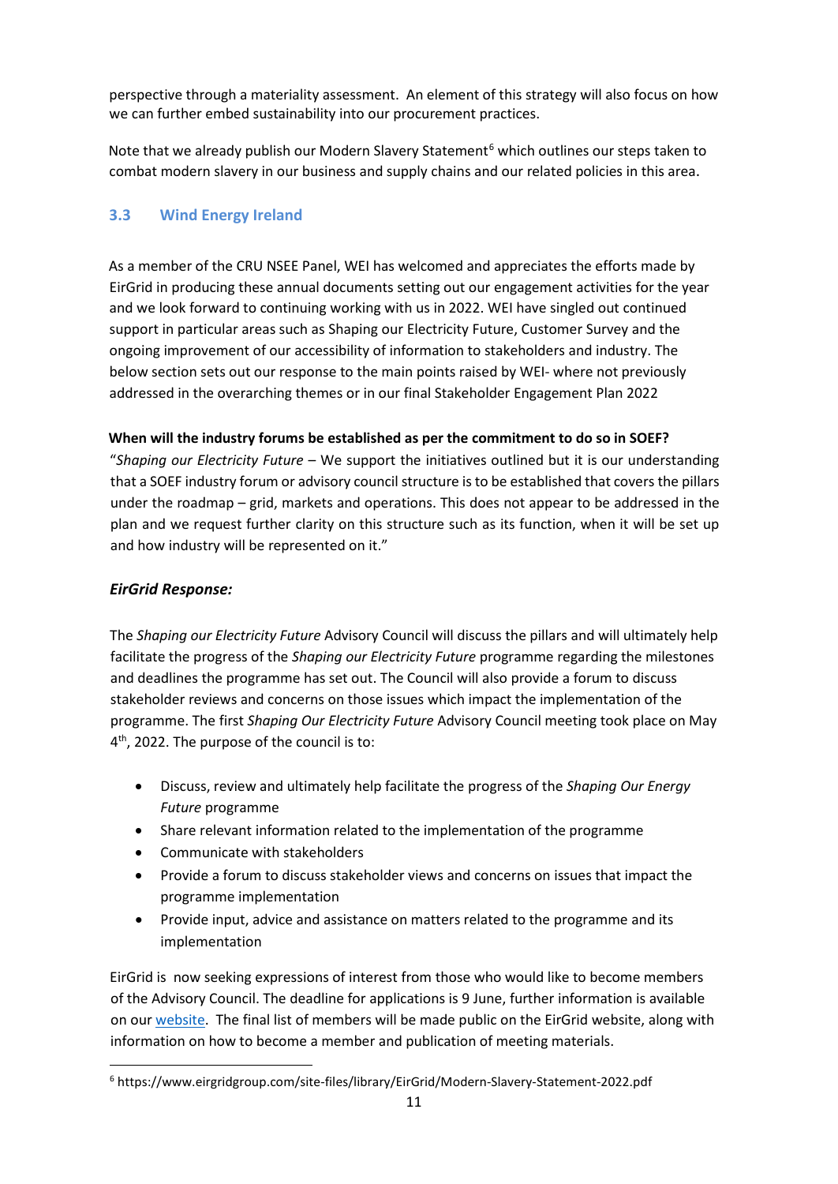perspective through a materiality assessment. An element of this strategy will also focus on how we can further embed sustainability into our procurement practices.

Note that we already publish our Modern Slavery Statement[6] which outlines our steps taken to combat modern slavery in our business and supply chains and our related policies in this area.

## 3.3 Wind Energy Ireland

As a member of the CRU NSEE Panel, WEI has welcomed and appreciates the efforts made by EirGrid in producing these annual documents setting out our engagement activities for the year and we look forward to continuing working with us in 2022. WEI have singled out continued support in particular areas such as Shaping our Electricity Future, Customer Survey and the ongoing improvement of our accessibility of information to stakeholders and industry. The below section sets out our response to the main points raised by WEI- where not previously addressed in the overarching themes or in our final Stakeholder Engagement Plan 2022

**When will the industry forums be established as per the commitment to do so in SOEF?**

"*Shaping our Electricity Future* – We support the initiatives outlined but it is our understanding that a SOEF industry forum or advisory council structure is to be established that covers the pillars under the roadmap – grid, markets and operations. This does not appear to be addressed in the plan and we request further clarity on this structure such as its function, when it will be set up and how industry will be represented on it."

### *EirGrid Response:*

The *Shaping our Electricity Future* Advisory Council will discuss the pillars and will ultimately help facilitate the progress of the *Shaping our Electricity Future* programme regarding the milestones and deadlines the programme has set out. The Council will also provide a forum to discuss stakeholder reviews and concerns on those issues which impact the implementation of the programme. The first *Shaping Our Electricity Future* Advisory Council meeting took place on May 4th, 2022. The purpose of the council is to:

- Discuss, review and ultimately help facilitate the progress of the *Shaping Our Energy Future* programme
- Share relevant information related to the implementation of the programme
- Communicate with stakeholders
- Provide a forum to discuss stakeholder views and concerns on issues that impact the programme implementation
- Provide input, advice and assistance on matters related to the programme and its implementation

EirGrid is now seeking expressions of interest from those who would like to become members of the Advisory Council. The deadline for applications is 9 June, further information is available on our website. The final list of members will be made public on the EirGrid website, along with information on how to become a member and publication of meeting materials.

[6] https://www.eirgridgroup.com/site-files/library/EirGrid/Modern-Slavery-Statement-2022.pdf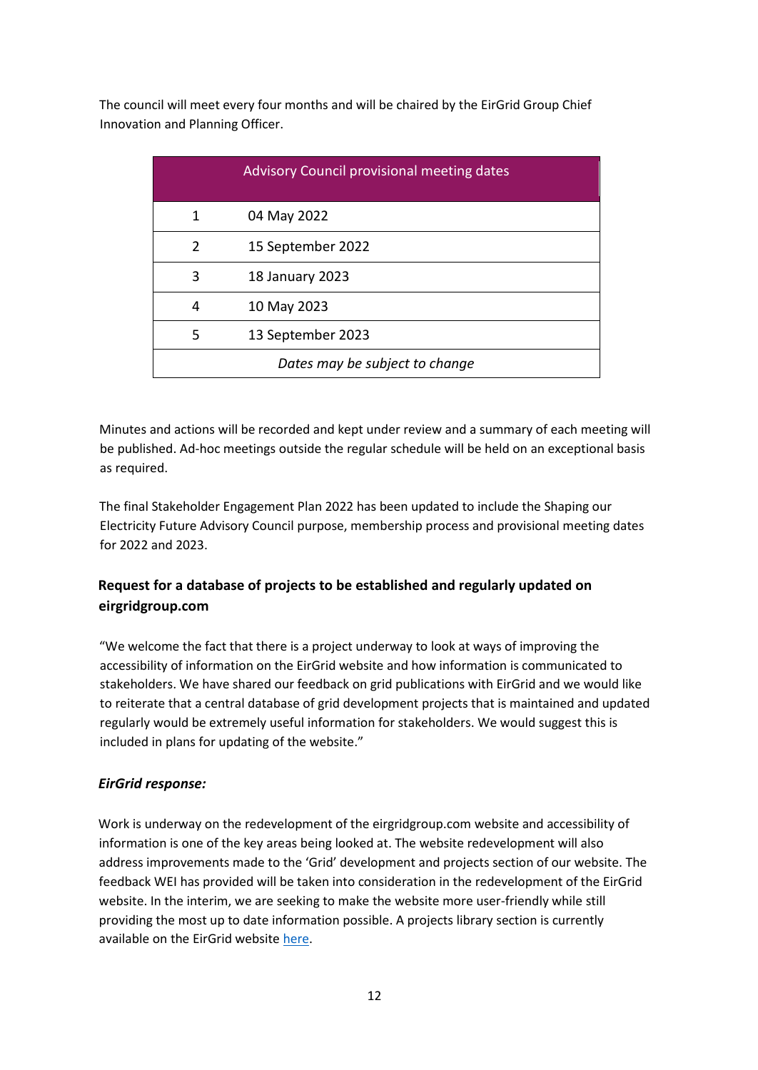The council will meet every four months and will be chaired by the EirGrid Group Chief Innovation and Planning Officer.

| Advisory Council provisional meeting dates | |
|---|---|
| 1 | 04 May 2022 |
| 2 | 15 September 2022 |
| 3 | 18 January 2023 |
| 4 | 10 May 2023 |
| 5 | 13 September 2023 |
| *Dates may be subject to change* | |

Minutes and actions will be recorded and kept under review and a summary of each meeting will be published. Ad-hoc meetings outside the regular schedule will be held on an exceptional basis as required.

The final Stakeholder Engagement Plan 2022 has been updated to include the Shaping our Electricity Future Advisory Council purpose, membership process and provisional meeting dates for 2022 and 2023.

### Request for a database of projects to be established and regularly updated on eirgridgroup.com

"We welcome the fact that there is a project underway to look at ways of improving the accessibility of information on the EirGrid website and how information is communicated to stakeholders. We have shared our feedback on grid publications with EirGrid and we would like to reiterate that a central database of grid development projects that is maintained and updated regularly would be extremely useful information for stakeholders. We would suggest this is included in plans for updating of the website."

#### *EirGrid response:*

Work is underway on the redevelopment of the eirgridgroup.com website and accessibility of information is one of the key areas being looked at. The website redevelopment will also address improvements made to the 'Grid' development and projects section of our website. The feedback WEI has provided will be taken into consideration in the redevelopment of the EirGrid website. In the interim, we are seeking to make the website more user-friendly while still providing the most up to date information possible. A projects library section is currently available on the EirGrid website here.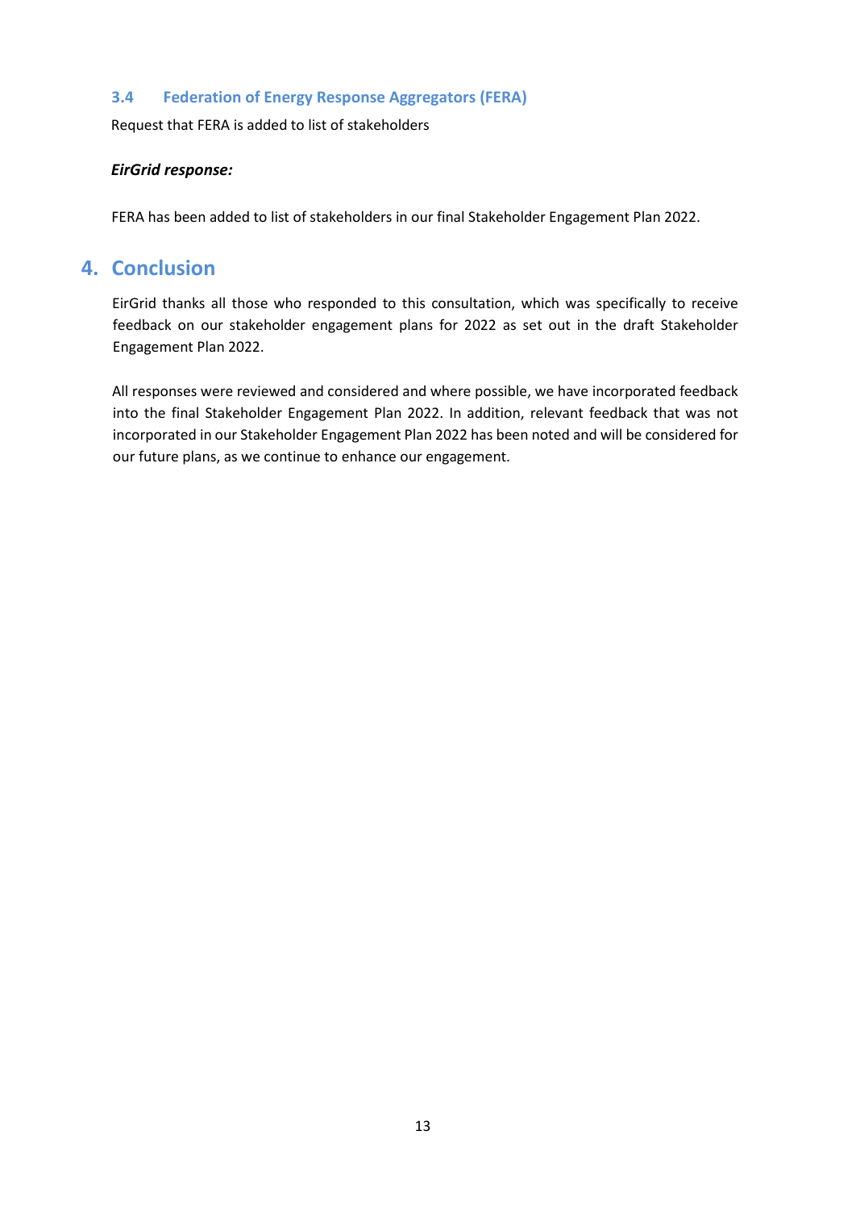### 3.4 Federation of Energy Response Aggregators (FERA)

Request that FERA is added to list of stakeholders

***EirGrid response:***

FERA has been added to list of stakeholders in our final Stakeholder Engagement Plan 2022.

## 4. Conclusion

EirGrid thanks all those who responded to this consultation, which was specifically to receive feedback on our stakeholder engagement plans for 2022 as set out in the draft Stakeholder Engagement Plan 2022.

All responses were reviewed and considered and where possible, we have incorporated feedback into the final Stakeholder Engagement Plan 2022. In addition, relevant feedback that was not incorporated in our Stakeholder Engagement Plan 2022 has been noted and will be considered for our future plans, as we continue to enhance our engagement.